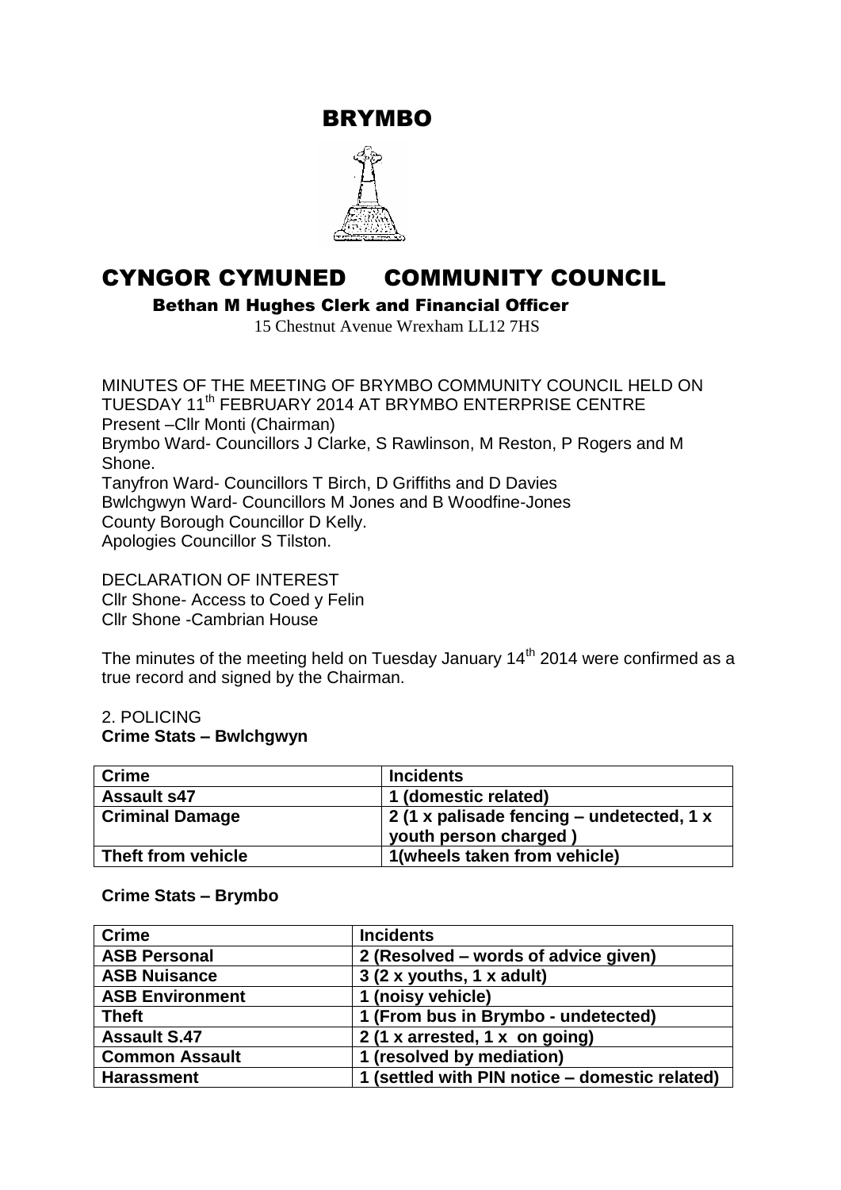# BRYMBO

# CYNGOR CYMUNED COMMUNITY COUNCIL

**Bethan M Hughes Clerk and Financial Officer**

15 Chestnut Avenue Wrexham LL12 7HS

MINUTES OF THE MEETING OF BRYMBO COMMUNITY COUNCIL HELD ON TUESDAY 11th FEBRUARY 2014 AT BRYMBO ENTERPRISE CENTRE
Present –Cllr Monti (Chairman)
Brymbo Ward- Councillors J Clarke, S Rawlinson, M Reston, P Rogers and M Shone.
Tanyfron Ward- Councillors T Birch, D Griffiths and D Davies
Bwlchgwyn Ward- Councillors M Jones and B Woodfine-Jones
County Borough Councillor D Kelly.
Apologies Councillor S Tilston.

DECLARATION OF INTEREST
Cllr Shone- Access to Coed y Felin
Cllr Shone -Cambrian House

The minutes of the meeting held on Tuesday January 14th 2014 were confirmed as a true record and signed by the Chairman.

2. POLICING
**Crime Stats – Bwlchgwyn**

| Crime | Incidents |
|---|---|
| **Assault s47** | **1 (domestic related)** |
| **Criminal Damage** | **2 (1 x palisade fencing – undetected, 1 x youth person charged )** |
| **Theft from vehicle** | **1(wheels taken from vehicle)** |

**Crime Stats – Brymbo**

| Crime | Incidents |
|---|---|
| **ASB Personal** | **2 (Resolved – words of advice given)** |
| **ASB Nuisance** | **3 (2 x youths, 1 x adult)** |
| **ASB Environment** | **1 (noisy vehicle)** |
| **Theft** | **1 (From bus in Brymbo - undetected)** |
| **Assault S.47** | **2 (1 x arrested, 1 x on going)** |
| **Common Assault** | **1 (resolved by mediation)** |
| **Harassment** | **1 (settled with PIN notice – domestic related)** |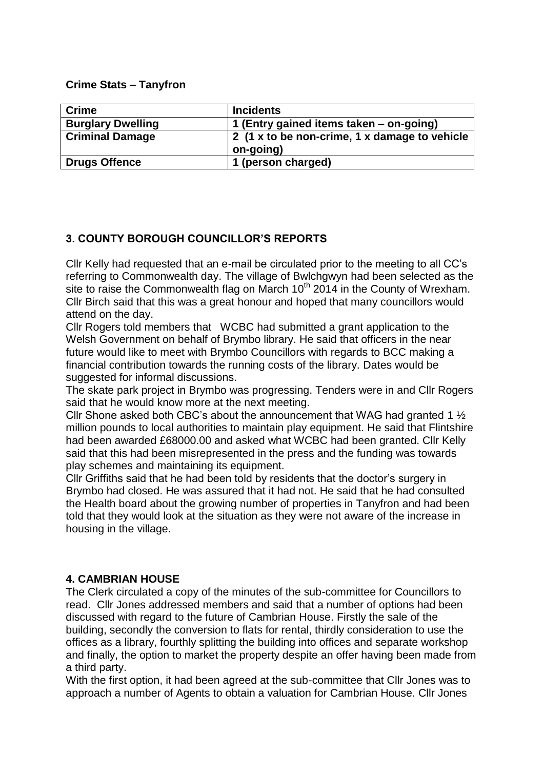**Crime Stats – Tanyfron**

| Crime | Incidents |
|---|---|
| Burglary Dwelling | 1 (Entry gained items taken – on-going) |
| Criminal Damage | 2 (1 x to be non-crime, 1 x damage to vehicle on-going) |
| Drugs Offence | 1 (person charged) |

## 3. COUNTY BOROUGH COUNCILLOR'S REPORTS

Cllr Kelly had requested that an e-mail be circulated prior to the meeting to all CC's referring to Commonwealth day. The village of Bwlchgwyn had been selected as the site to raise the Commonwealth flag on March 10th 2014 in the County of Wrexham. Cllr Birch said that this was a great honour and hoped that many councillors would attend on the day.

Cllr Rogers told members that WCBC had submitted a grant application to the Welsh Government on behalf of Brymbo library. He said that officers in the near future would like to meet with Brymbo Councillors with regards to BCC making a financial contribution towards the running costs of the library. Dates would be suggested for informal discussions.

The skate park project in Brymbo was progressing. Tenders were in and Cllr Rogers said that he would know more at the next meeting.

Cllr Shone asked both CBC's about the announcement that WAG had granted 1 ½ million pounds to local authorities to maintain play equipment. He said that Flintshire had been awarded £68000.00 and asked what WCBC had been granted. Cllr Kelly said that this had been misrepresented in the press and the funding was towards play schemes and maintaining its equipment.

Cllr Griffiths said that he had been told by residents that the doctor's surgery in Brymbo had closed. He was assured that it had not. He said that he had consulted the Health board about the growing number of properties in Tanyfron and had been told that they would look at the situation as they were not aware of the increase in housing in the village.

## 4. CAMBRIAN HOUSE

The Clerk circulated a copy of the minutes of the sub-committee for Councillors to read. Cllr Jones addressed members and said that a number of options had been discussed with regard to the future of Cambrian House. Firstly the sale of the building, secondly the conversion to flats for rental, thirdly consideration to use the offices as a library, fourthly splitting the building into offices and separate workshop and finally, the option to market the property despite an offer having been made from a third party.

With the first option, it had been agreed at the sub-committee that Cllr Jones was to approach a number of Agents to obtain a valuation for Cambrian House. Cllr Jones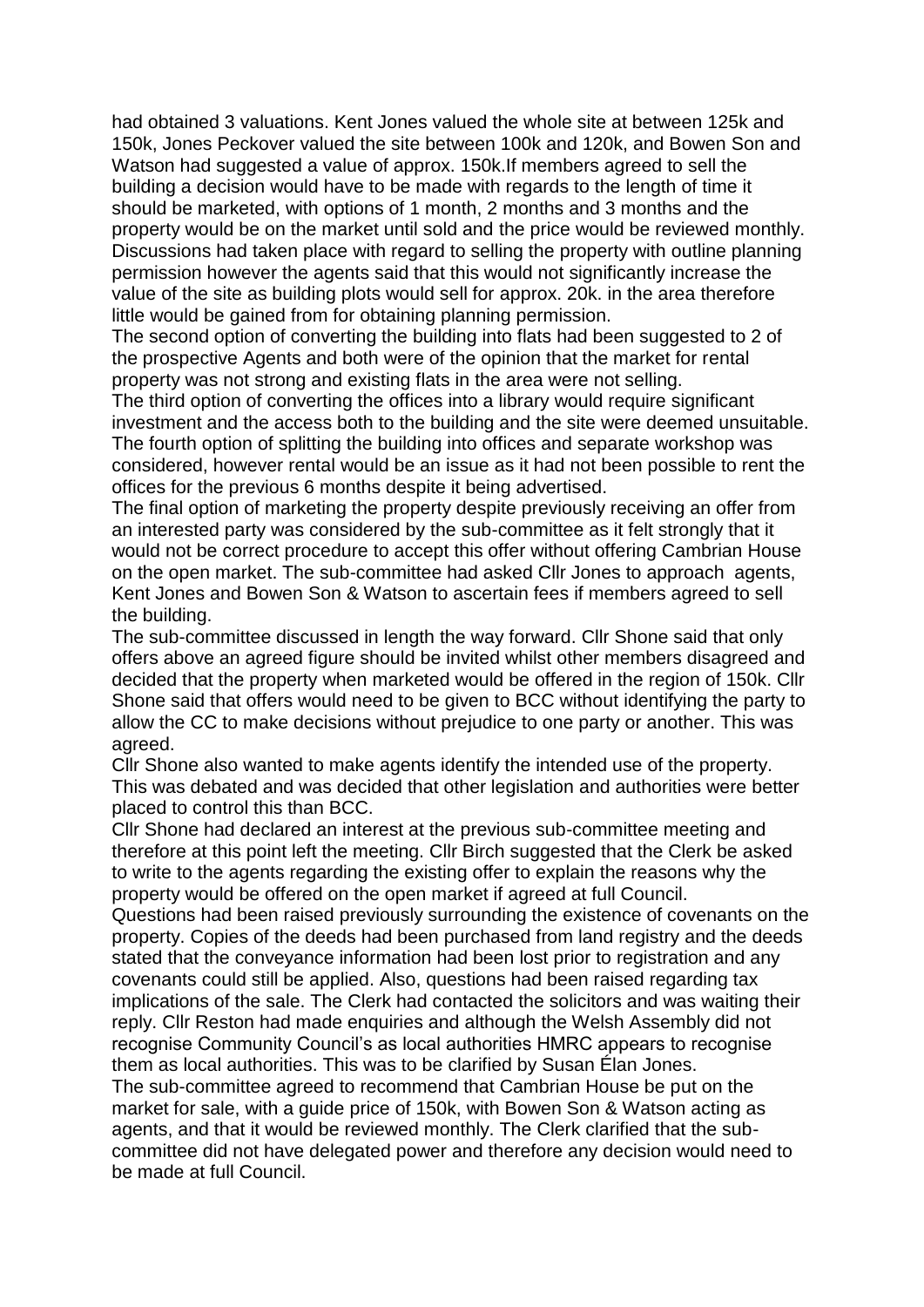had obtained 3 valuations. Kent Jones valued the whole site at between 125k and 150k, Jones Peckover valued the site between 100k and 120k, and Bowen Son and Watson had suggested a value of approx. 150k.If members agreed to sell the building a decision would have to be made with regards to the length of time it should be marketed, with options of 1 month, 2 months and 3 months and the property would be on the market until sold and the price would be reviewed monthly. Discussions had taken place with regard to selling the property with outline planning permission however the agents said that this would not significantly increase the value of the site as building plots would sell for approx. 20k. in the area therefore little would be gained from for obtaining planning permission.

The second option of converting the building into flats had been suggested to 2 of the prospective Agents and both were of the opinion that the market for rental property was not strong and existing flats in the area were not selling.

The third option of converting the offices into a library would require significant investment and the access both to the building and the site were deemed unsuitable. The fourth option of splitting the building into offices and separate workshop was considered, however rental would be an issue as it had not been possible to rent the offices for the previous 6 months despite it being advertised.

The final option of marketing the property despite previously receiving an offer from an interested party was considered by the sub-committee as it felt strongly that it would not be correct procedure to accept this offer without offering Cambrian House on the open market. The sub-committee had asked Cllr Jones to approach agents, Kent Jones and Bowen Son & Watson to ascertain fees if members agreed to sell the building.

The sub-committee discussed in length the way forward. Cllr Shone said that only offers above an agreed figure should be invited whilst other members disagreed and decided that the property when marketed would be offered in the region of 150k. Cllr Shone said that offers would need to be given to BCC without identifying the party to allow the CC to make decisions without prejudice to one party or another. This was agreed.

Cllr Shone also wanted to make agents identify the intended use of the property. This was debated and was decided that other legislation and authorities were better placed to control this than BCC.

Cllr Shone had declared an interest at the previous sub-committee meeting and therefore at this point left the meeting. Cllr Birch suggested that the Clerk be asked to write to the agents regarding the existing offer to explain the reasons why the property would be offered on the open market if agreed at full Council.

Questions had been raised previously surrounding the existence of covenants on the property. Copies of the deeds had been purchased from land registry and the deeds stated that the conveyance information had been lost prior to registration and any covenants could still be applied. Also, questions had been raised regarding tax implications of the sale. The Clerk had contacted the solicitors and was waiting their reply. Cllr Reston had made enquiries and although the Welsh Assembly did not recognise Community Council's as local authorities HMRC appears to recognise them as local authorities. This was to be clarified by Susan Élan Jones.

The sub-committee agreed to recommend that Cambrian House be put on the market for sale, with a guide price of 150k, with Bowen Son & Watson acting as agents, and that it would be reviewed monthly. The Clerk clarified that the sub-committee did not have delegated power and therefore any decision would need to be made at full Council.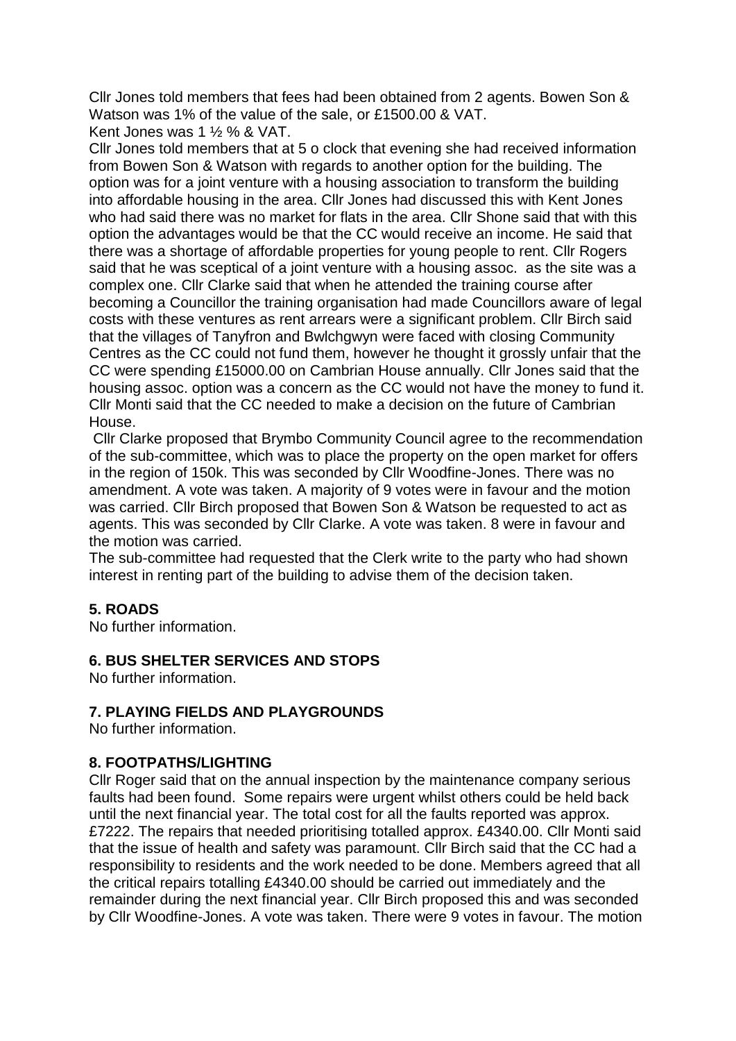Cllr Jones told members that fees had been obtained from 2 agents. Bowen Son & Watson was 1% of the value of the sale, or £1500.00 & VAT.
Kent Jones was 1 ½ % & VAT.
Cllr Jones told members that at 5 o clock that evening she had received information from Bowen Son & Watson with regards to another option for the building. The option was for a joint venture with a housing association to transform the building into affordable housing in the area. Cllr Jones had discussed this with Kent Jones who had said there was no market for flats in the area. Cllr Shone said that with this option the advantages would be that the CC would receive an income. He said that there was a shortage of affordable properties for young people to rent. Cllr Rogers said that he was sceptical of a joint venture with a housing assoc. as the site was a complex one. Cllr Clarke said that when he attended the training course after becoming a Councillor the training organisation had made Councillors aware of legal costs with these ventures as rent arrears were a significant problem. Cllr Birch said that the villages of Tanyfron and Bwlchgwyn were faced with closing Community Centres as the CC could not fund them, however he thought it grossly unfair that the CC were spending £15000.00 on Cambrian House annually. Cllr Jones said that the housing assoc. option was a concern as the CC would not have the money to fund it. Cllr Monti said that the CC needed to make a decision on the future of Cambrian House.

Cllr Clarke proposed that Brymbo Community Council agree to the recommendation of the sub-committee, which was to place the property on the open market for offers in the region of 150k. This was seconded by Cllr Woodfine-Jones. There was no amendment. A vote was taken. A majority of 9 votes were in favour and the motion was carried. Cllr Birch proposed that Bowen Son & Watson be requested to act as agents. This was seconded by Cllr Clarke. A vote was taken. 8 were in favour and the motion was carried.
The sub-committee had requested that the Clerk write to the party who had shown interest in renting part of the building to advise them of the decision taken.

**5. ROADS**
No further information.

**6. BUS SHELTER SERVICES AND STOPS**
No further information.

**7. PLAYING FIELDS AND PLAYGROUNDS**
No further information.

**8. FOOTPATHS/LIGHTING**
Cllr Roger said that on the annual inspection by the maintenance company serious faults had been found. Some repairs were urgent whilst others could be held back until the next financial year. The total cost for all the faults reported was approx. £7222. The repairs that needed prioritising totalled approx. £4340.00. Cllr Monti said that the issue of health and safety was paramount. Cllr Birch said that the CC had a responsibility to residents and the work needed to be done. Members agreed that all the critical repairs totalling £4340.00 should be carried out immediately and the remainder during the next financial year. Cllr Birch proposed this and was seconded by Cllr Woodfine-Jones. A vote was taken. There were 9 votes in favour. The motion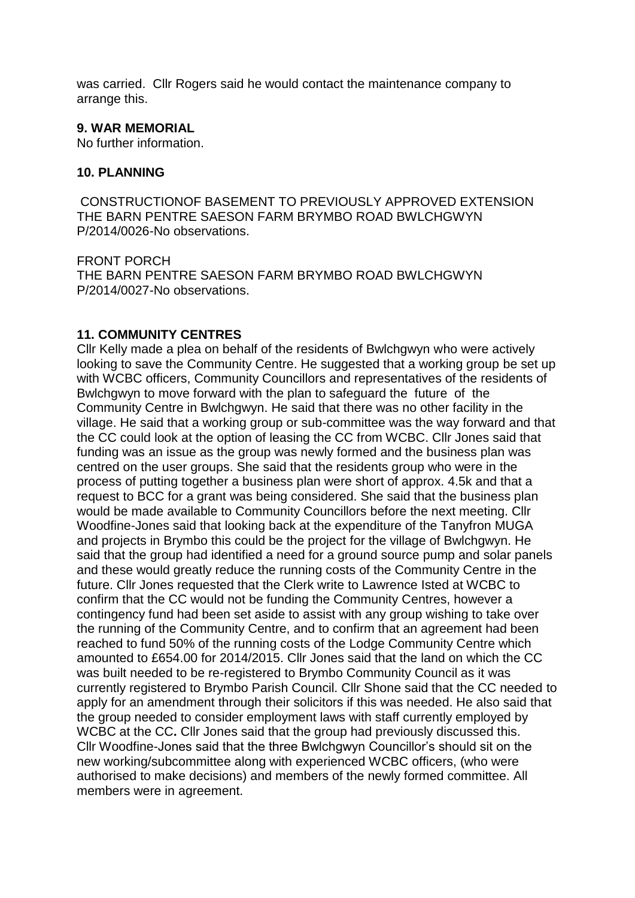was carried. Cllr Rogers said he would contact the maintenance company to arrange this.

**9. WAR MEMORIAL**

No further information.

**10. PLANNING**

CONSTRUCTIONOF BASEMENT TO PREVIOUSLY APPROVED EXTENSION THE BARN PENTRE SAESON FARM BRYMBO ROAD BWLCHGWYN P/2014/0026-No observations.

FRONT PORCH
THE BARN PENTRE SAESON FARM BRYMBO ROAD BWLCHGWYN P/2014/0027-No observations.

**11. COMMUNITY CENTRES**

Cllr Kelly made a plea on behalf of the residents of Bwlchgwyn who were actively looking to save the Community Centre. He suggested that a working group be set up with WCBC officers, Community Councillors and representatives of the residents of Bwlchgwyn to move forward with the plan to safeguard the future of the Community Centre in Bwlchgwyn. He said that there was no other facility in the village. He said that a working group or sub-committee was the way forward and that the CC could look at the option of leasing the CC from WCBC. Cllr Jones said that funding was an issue as the group was newly formed and the business plan was centred on the user groups. She said that the residents group who were in the process of putting together a business plan were short of approx. 4.5k and that a request to BCC for a grant was being considered. She said that the business plan would be made available to Community Councillors before the next meeting. Cllr Woodfine-Jones said that looking back at the expenditure of the Tanyfron MUGA and projects in Brymbo this could be the project for the village of Bwlchgwyn. He said that the group had identified a need for a ground source pump and solar panels and these would greatly reduce the running costs of the Community Centre in the future. Cllr Jones requested that the Clerk write to Lawrence Isted at WCBC to confirm that the CC would not be funding the Community Centres, however a contingency fund had been set aside to assist with any group wishing to take over the running of the Community Centre, and to confirm that an agreement had been reached to fund 50% of the running costs of the Lodge Community Centre which amounted to £654.00 for 2014/2015. Cllr Jones said that the land on which the CC was built needed to be re-registered to Brymbo Community Council as it was currently registered to Brymbo Parish Council. Cllr Shone said that the CC needed to apply for an amendment through their solicitors if this was needed. He also said that the group needed to consider employment laws with staff currently employed by WCBC at the CC**.** Cllr Jones said that the group had previously discussed this. Cllr Woodfine-Jones said that the three Bwlchgwyn Councillor's should sit on the new working/subcommittee along with experienced WCBC officers, (who were authorised to make decisions) and members of the newly formed committee. All members were in agreement.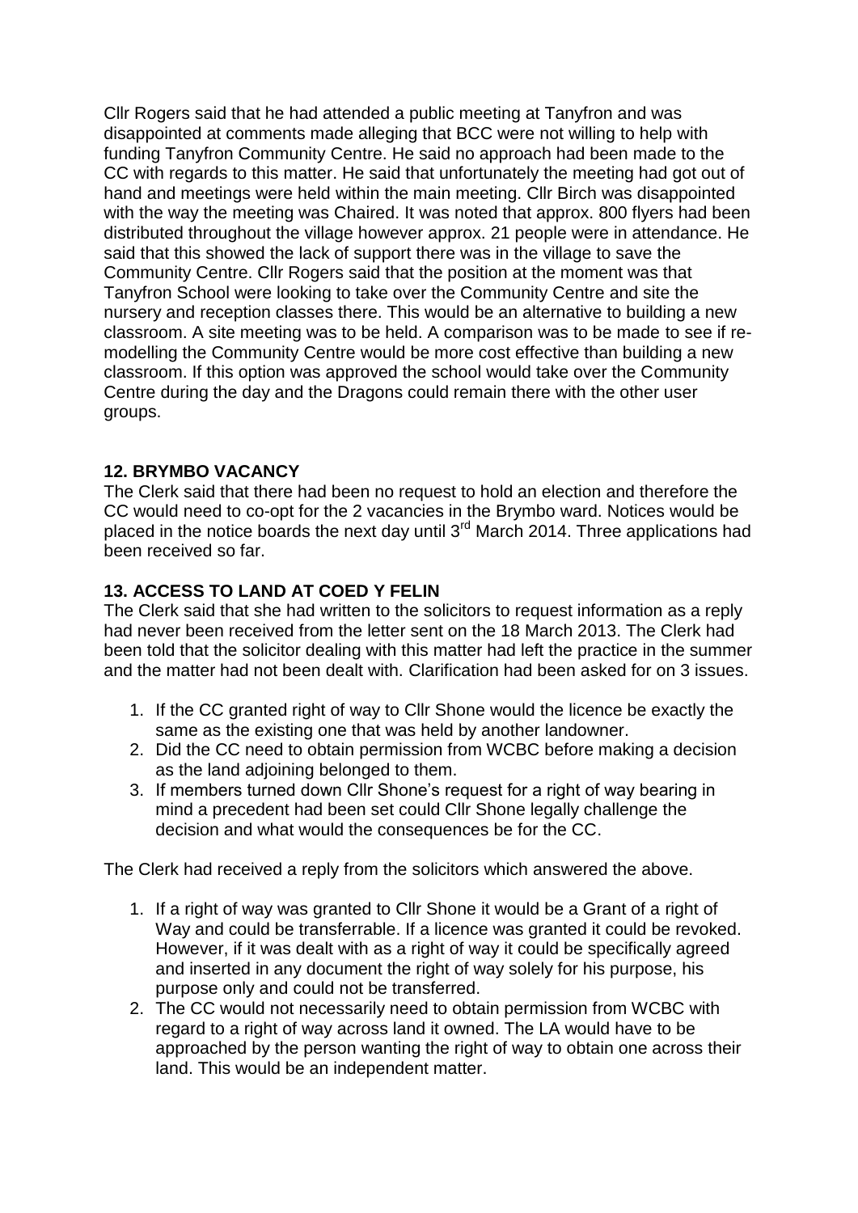Cllr Rogers said that he had attended a public meeting at Tanyfron and was disappointed at comments made alleging that BCC were not willing to help with funding Tanyfron Community Centre. He said no approach had been made to the CC with regards to this matter. He said that unfortunately the meeting had got out of hand and meetings were held within the main meeting. Cllr Birch was disappointed with the way the meeting was Chaired. It was noted that approx. 800 flyers had been distributed throughout the village however approx. 21 people were in attendance. He said that this showed the lack of support there was in the village to save the Community Centre. Cllr Rogers said that the position at the moment was that Tanyfron School were looking to take over the Community Centre and site the nursery and reception classes there. This would be an alternative to building a new classroom. A site meeting was to be held. A comparison was to be made to see if re-modelling the Community Centre would be more cost effective than building a new classroom. If this option was approved the school would take over the Community Centre during the day and the Dragons could remain there with the other user groups.

**12. BRYMBO VACANCY**

The Clerk said that there had been no request to hold an election and therefore the CC would need to co-opt for the 2 vacancies in the Brymbo ward. Notices would be placed in the notice boards the next day until 3rd March 2014. Three applications had been received so far.

**13. ACCESS TO LAND AT COED Y FELIN**

The Clerk said that she had written to the solicitors to request information as a reply had never been received from the letter sent on the 18 March 2013. The Clerk had been told that the solicitor dealing with this matter had left the practice in the summer and the matter had not been dealt with. Clarification had been asked for on 3 issues.

1. If the CC granted right of way to Cllr Shone would the licence be exactly the same as the existing one that was held by another landowner.
2. Did the CC need to obtain permission from WCBC before making a decision as the land adjoining belonged to them.
3. If members turned down Cllr Shone's request for a right of way bearing in mind a precedent had been set could Cllr Shone legally challenge the decision and what would the consequences be for the CC.

The Clerk had received a reply from the solicitors which answered the above.

1. If a right of way was granted to Cllr Shone it would be a Grant of a right of Way and could be transferrable. If a licence was granted it could be revoked. However, if it was dealt with as a right of way it could be specifically agreed and inserted in any document the right of way solely for his purpose, his purpose only and could not be transferred.
2. The CC would not necessarily need to obtain permission from WCBC with regard to a right of way across land it owned. The LA would have to be approached by the person wanting the right of way to obtain one across their land. This would be an independent matter.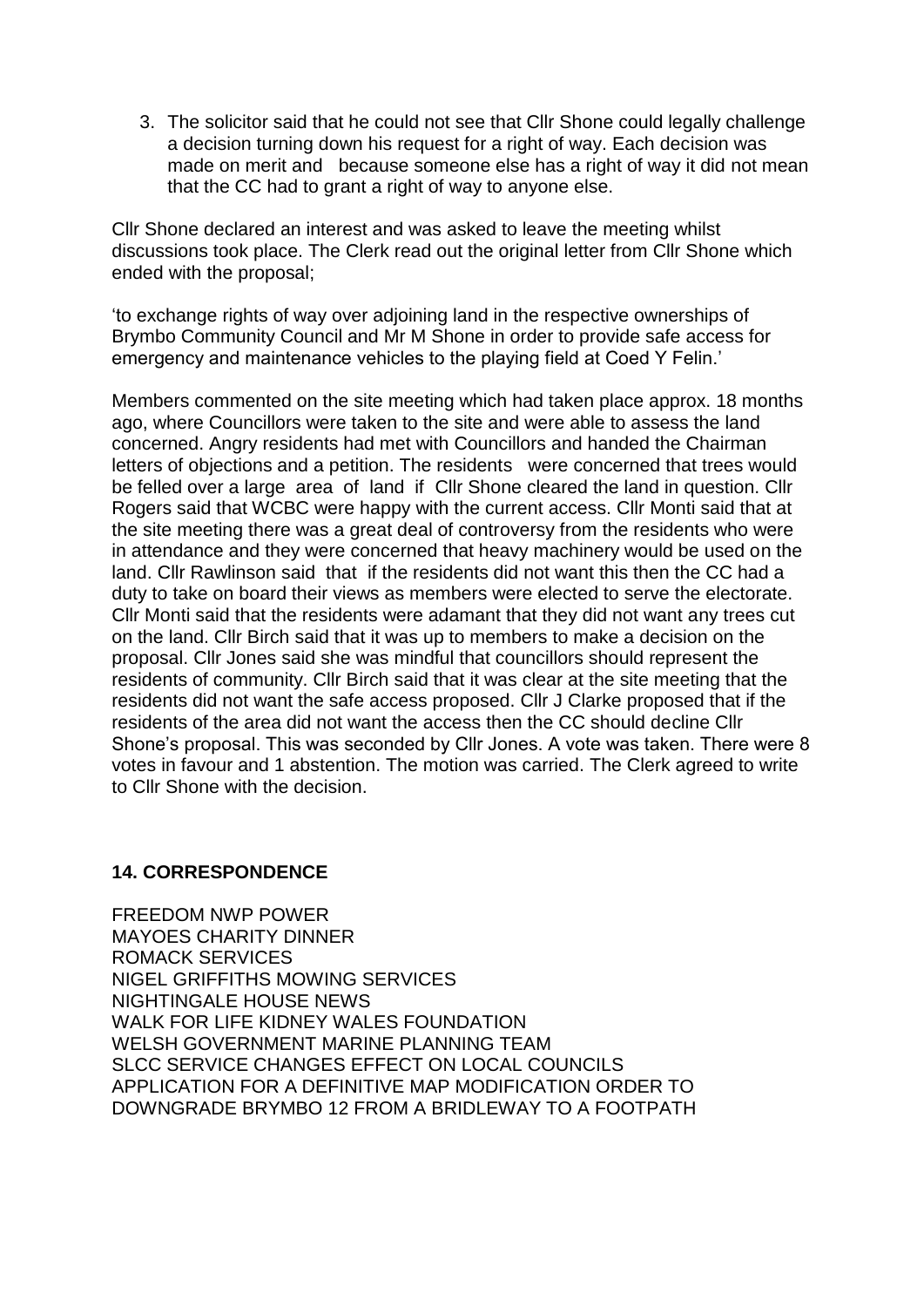3. The solicitor said that he could not see that Cllr Shone could legally challenge a decision turning down his request for a right of way. Each decision was made on merit and because someone else has a right of way it did not mean that the CC had to grant a right of way to anyone else.

Cllr Shone declared an interest and was asked to leave the meeting whilst discussions took place. The Clerk read out the original letter from Cllr Shone which ended with the proposal;

'to exchange rights of way over adjoining land in the respective ownerships of Brymbo Community Council and Mr M Shone in order to provide safe access for emergency and maintenance vehicles to the playing field at Coed Y Felin.'

Members commented on the site meeting which had taken place approx. 18 months ago, where Councillors were taken to the site and were able to assess the land concerned. Angry residents had met with Councillors and handed the Chairman letters of objections and a petition. The residents were concerned that trees would be felled over a large area of land if Cllr Shone cleared the land in question. Cllr Rogers said that WCBC were happy with the current access. Cllr Monti said that at the site meeting there was a great deal of controversy from the residents who were in attendance and they were concerned that heavy machinery would be used on the land. Cllr Rawlinson said that if the residents did not want this then the CC had a duty to take on board their views as members were elected to serve the electorate. Cllr Monti said that the residents were adamant that they did not want any trees cut on the land. Cllr Birch said that it was up to members to make a decision on the proposal. Cllr Jones said she was mindful that councillors should represent the residents of community. Cllr Birch said that it was clear at the site meeting that the residents did not want the safe access proposed. Cllr J Clarke proposed that if the residents of the area did not want the access then the CC should decline Cllr Shone's proposal. This was seconded by Cllr Jones. A vote was taken. There were 8 votes in favour and 1 abstention. The motion was carried. The Clerk agreed to write to Cllr Shone with the decision.

## 14. CORRESPONDENCE

FREEDOM NWP POWER
MAYOES CHARITY DINNER
ROMACK SERVICES
NIGEL GRIFFITHS MOWING SERVICES
NIGHTINGALE HOUSE NEWS
WALK FOR LIFE KIDNEY WALES FOUNDATION
WELSH GOVERNMENT MARINE PLANNING TEAM
SLCC SERVICE CHANGES EFFECT ON LOCAL COUNCILS
APPLICATION FOR A DEFINITIVE MAP MODIFICATION ORDER TO DOWNGRADE BRYMBO 12 FROM A BRIDLEWAY TO A FOOTPATH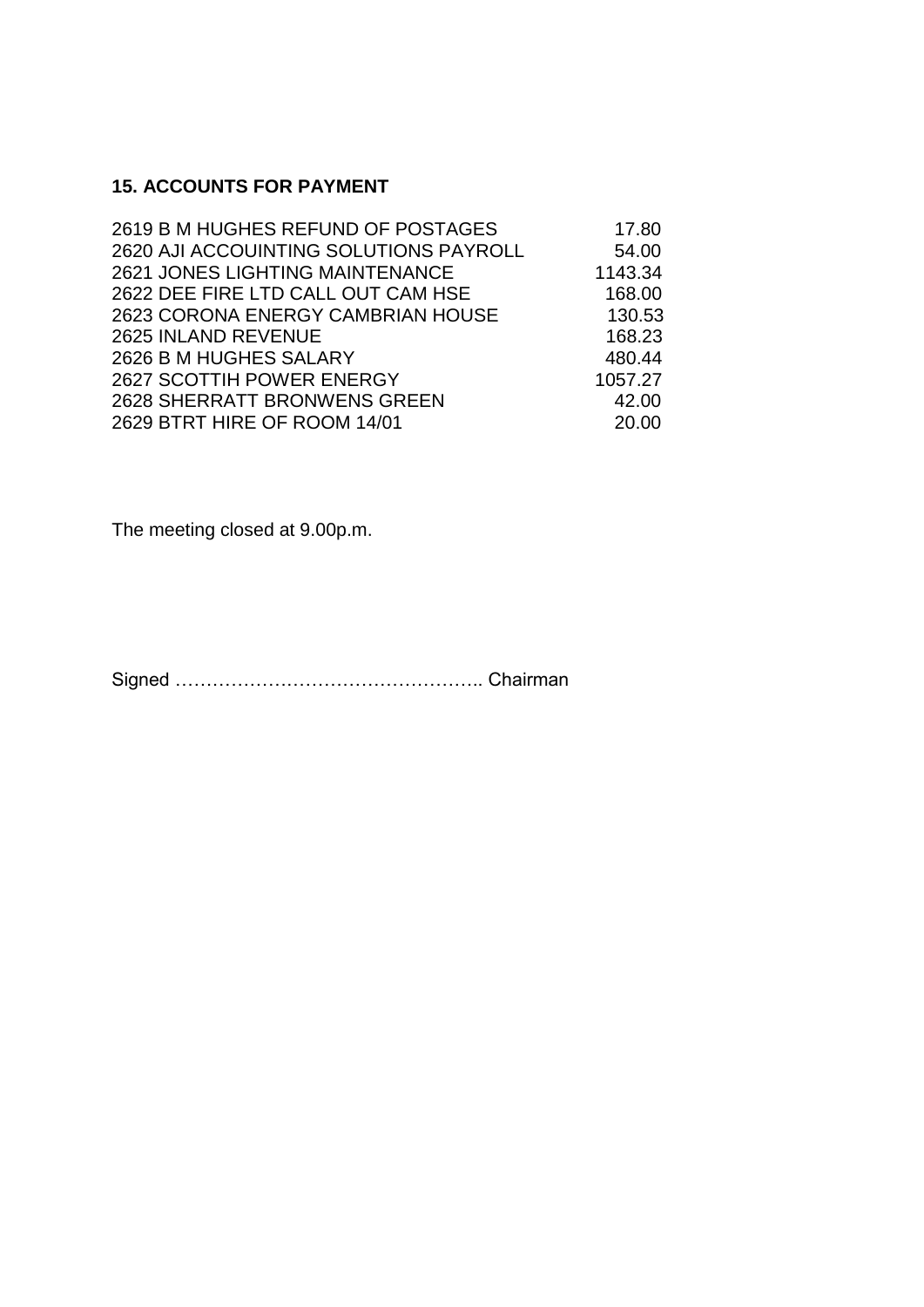## 15. ACCOUNTS FOR PAYMENT

| | |
|---|---|
| 2619 B M HUGHES REFUND OF POSTAGES | 17.80 |
| 2620 AJI ACCOUINTING SOLUTIONS PAYROLL | 54.00 |
| 2621 JONES LIGHTING MAINTENANCE | 1143.34 |
| 2622 DEE FIRE LTD CALL OUT CAM HSE | 168.00 |
| 2623 CORONA ENERGY CAMBRIAN HOUSE | 130.53 |
| 2625 INLAND REVENUE | 168.23 |
| 2626 B M HUGHES SALARY | 480.44 |
| 2627 SCOTTIH POWER ENERGY | 1057.27 |
| 2628 SHERRATT BRONWENS GREEN | 42.00 |
| 2629 BTRT HIRE OF ROOM 14/01 | 20.00 |

The meeting closed at 9.00p.m.

Signed ………………………………………….. Chairman